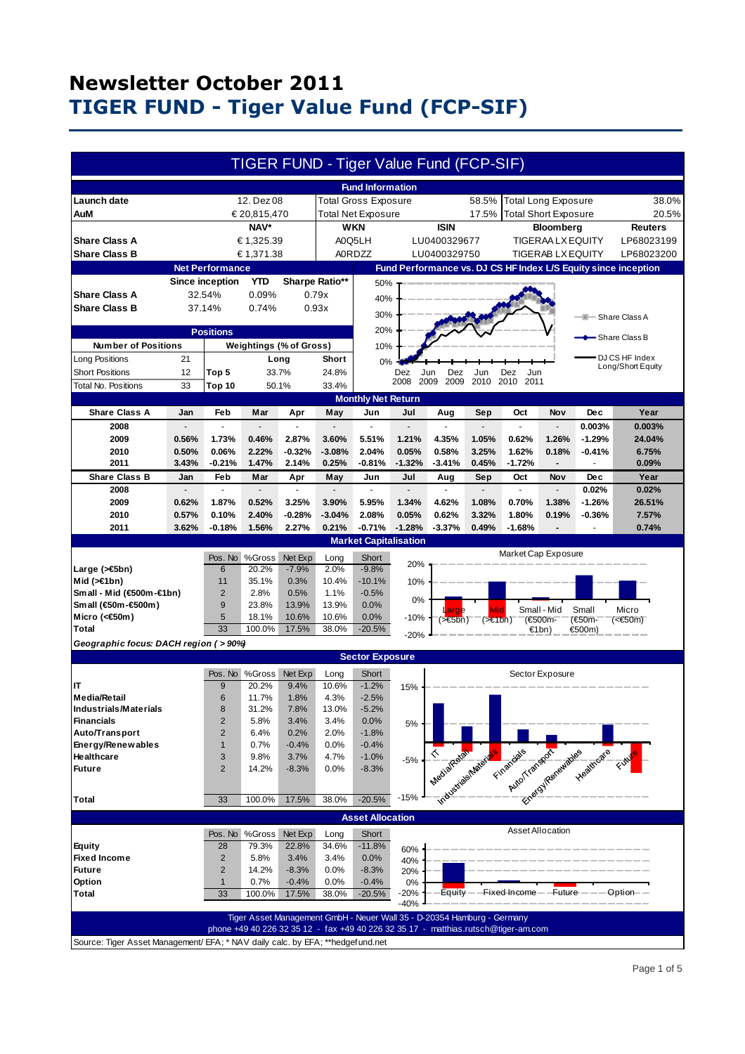# Newsletter October 2011

# TIGER FUND - Tiger Value Fund (FCP-SIF)

## TIGER FUND - Tiger Value Fund (FCP-SIF)

### Fund Information

| | | | | | | |
|---|---|---|---|---|---|---|
| **Launch date** | 12. Dez 08 | Total Gross Exposure | 58.5% | Total Long Exposure | | 38.0% |
| **AuM** | € 20,815,470 | Total Net Exposure | 17.5% | Total Short Exposure | | 20.5% |

| | NAV* | WKN | ISIN | Bloomberg | Reuters |
|---|---|---|---|---|---|
| **Share Class A** | € 1,325.39 | A0Q5LH | LU0400329677 | TIGERAA LX EQUITY | LP68023199 |
| **Share Class B** | € 1,371.38 | A0RDZZ | LU0400329750 | TIGERAB LX EQUITY | LP68023200 |

### Net Performance

| | Since inception | YTD | Sharpe Ratio** |
|---|---|---|---|
| **Share Class A** | 32.54% | 0.09% | 0.79x |
| **Share Class B** | 37.14% | 0.74% | 0.93x |

### Positions

| Number of Positions | | Weightings (% of Gross) | Long | Short |
|---|---|---|---|---|
| Long Positions | 21 | Top 5 | 33.7% | 24.8% |
| Short Positions | 12 | Top 10 | 50.1% | 33.4% |
| Total No. Positions | 33 | | | |

### Fund Performance vs. DJ CS HF Index L/S Equity since inception

Legend: Share Class A; Share Class B; DJ CS HF Index Long/Short Equity

### Monthly Net Return

| Share Class A | Jan | Feb | Mar | Apr | May | Jun | Jul | Aug | Sep | Oct | Nov | Dec | Year |
|---|---|---|---|---|---|---|---|---|---|---|---|---|---|
| 2008 | - | - | - | - | - | - | - | - | - | - | - | 0.003% | 0.003% |
| 2009 | 0.56% | 1.73% | 0.46% | 2.87% | 3.60% | 5.51% | 1.21% | 4.35% | 1.05% | 0.62% | 1.26% | -1.29% | 24.04% |
| 2010 | 0.50% | 0.06% | 2.22% | -0.32% | -3.08% | 2.04% | 0.05% | 0.58% | 3.25% | 1.62% | 0.18% | -0.41% | 6.75% |
| 2011 | 3.43% | -0.21% | 1.47% | 2.14% | 0.25% | -0.81% | -1.32% | -3.41% | 0.45% | -1.72% | - | - | 0.09% |

| Share Class B | Jan | Feb | Mar | Apr | May | Jun | Jul | Aug | Sep | Oct | Nov | Dec | Year |
|---|---|---|---|---|---|---|---|---|---|---|---|---|---|
| 2008 | - | - | - | - | - | - | - | - | - | - | - | 0.02% | 0.02% |
| 2009 | 0.62% | 1.87% | 0.52% | 3.25% | 3.90% | 5.95% | 1.34% | 4.62% | 1.08% | 0.70% | 1.38% | -1.26% | 26.51% |
| 2010 | 0.57% | 0.10% | 2.40% | -0.28% | -3.04% | 2.08% | 0.05% | 0.62% | 3.32% | 1.80% | 0.19% | -0.36% | 7.57% |
| 2011 | 3.62% | -0.18% | 1.56% | 2.27% | 0.21% | -0.71% | -1.28% | -3.37% | 0.49% | -1.68% | - | - | 0.74% |

### Market Capitalisation

| | Pos. No | %Gross | Net Exp | Long | Short |
|---|---|---|---|---|---|
| **Large (>€5bn)** | 6 | 20.2% | -7.9% | 2.0% | -9.8% |
| **Mid (>€1bn)** | 11 | 35.1% | 0.3% | 10.4% | -10.1% |
| **Small - Mid (€500m-€1bn)** | 2 | 2.8% | 0.5% | 1.1% | -0.5% |
| **Small (€50m-€500m)** | 9 | 23.8% | 13.9% | 13.9% | 0.0% |
| **Micro (<€50m)** | 5 | 18.1% | 10.6% | 10.6% | 0.0% |
| **Total** | 33 | 100.0% | 17.5% | 38.0% | -20.5% |

*Geographic focus: DACH region ( > 90%)*

### Sector Exposure

| | Pos. No | %Gross | Net Exp | Long | Short |
|---|---|---|---|---|---|
| **IT** | 9 | 20.2% | 9.4% | 10.6% | -1.2% |
| **Media/Retail** | 6 | 11.7% | 1.8% | 4.3% | -2.5% |
| **Industrials/Materials** | 8 | 31.2% | 7.8% | 13.0% | -5.2% |
| **Financials** | 2 | 5.8% | 3.4% | 3.4% | 0.0% |
| **Auto/Transport** | 2 | 6.4% | 0.2% | 2.0% | -1.8% |
| **Energy/Renewables** | 1 | 0.7% | -0.4% | 0.0% | -0.4% |
| **Healthcare** | 3 | 9.8% | 3.7% | 4.7% | -1.0% |
| **Future** | 2 | 14.2% | -8.3% | 0.0% | -8.3% |
| **Total** | 33 | 100.0% | 17.5% | 38.0% | -20.5% |

### Asset Allocation

| | Pos. No | %Gross | Net Exp | Long | Short |
|---|---|---|---|---|---|
| **Equity** | 28 | 79.3% | 22.8% | 34.6% | -11.8% |
| **Fixed Income** | 2 | 5.8% | 3.4% | 3.4% | 0.0% |
| **Future** | 2 | 14.2% | -8.3% | 0.0% | -8.3% |
| **Option** | 1 | 0.7% | -0.4% | 0.0% | -0.4% |
| **Total** | 33 | 100.0% | 17.5% | 38.0% | -20.5% |

Tiger Asset Management GmbH - Neuer Wall 35 - D-20354 Hamburg - Germany
phone +49 40 226 32 35 12 - fax +49 40 226 32 35 17 - matthias.rutsch@tiger-am.com

Source: Tiger Asset Management/ EFA; * NAV daily calc. by EFA; **hedgefund.net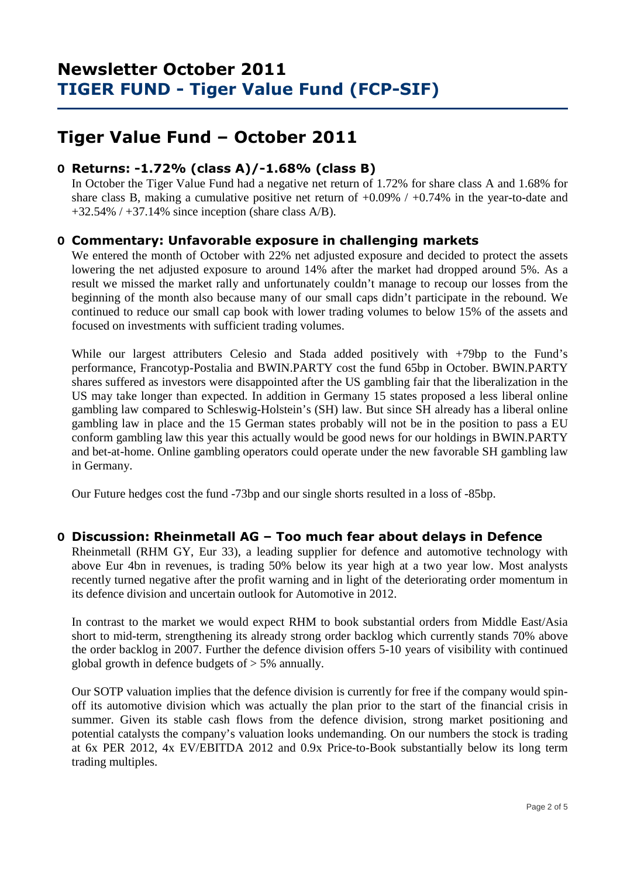# Newsletter October 2011
# TIGER FUND - Tiger Value Fund (FCP-SIF)

## Tiger Value Fund – October 2011

### Returns: -1.72% (class A)/-1.68% (class B)

In October the Tiger Value Fund had a negative net return of 1.72% for share class A and 1.68% for share class B, making a cumulative positive net return of +0.09% / +0.74% in the year-to-date and +32.54% / +37.14% since inception (share class A/B).

### Commentary: Unfavorable exposure in challenging markets

We entered the month of October with 22% net adjusted exposure and decided to protect the assets lowering the net adjusted exposure to around 14% after the market had dropped around 5%. As a result we missed the market rally and unfortunately couldn't manage to recoup our losses from the beginning of the month also because many of our small caps didn't participate in the rebound. We continued to reduce our small cap book with lower trading volumes to below 15% of the assets and focused on investments with sufficient trading volumes.

While our largest attributers Celesio and Stada added positively with +79bp to the Fund's performance, Francotyp-Postalia and BWIN.PARTY cost the fund 65bp in October. BWIN.PARTY shares suffered as investors were disappointed after the US gambling fair that the liberalization in the US may take longer than expected. In addition in Germany 15 states proposed a less liberal online gambling law compared to Schleswig-Holstein's (SH) law. But since SH already has a liberal online gambling law in place and the 15 German states probably will not be in the position to pass a EU conform gambling law this year this actually would be good news for our holdings in BWIN.PARTY and bet-at-home. Online gambling operators could operate under the new favorable SH gambling law in Germany.

Our Future hedges cost the fund -73bp and our single shorts resulted in a loss of -85bp.

### Discussion: Rheinmetall AG – Too much fear about delays in Defence

Rheinmetall (RHM GY, Eur 33), a leading supplier for defence and automotive technology with above Eur 4bn in revenues, is trading 50% below its year high at a two year low. Most analysts recently turned negative after the profit warning and in light of the deteriorating order momentum in its defence division and uncertain outlook for Automotive in 2012.

In contrast to the market we would expect RHM to book substantial orders from Middle East/Asia short to mid-term, strengthening its already strong order backlog which currently stands 70% above the order backlog in 2007. Further the defence division offers 5-10 years of visibility with continued global growth in defence budgets of > 5% annually.

Our SOTP valuation implies that the defence division is currently for free if the company would spin-off its automotive division which was actually the plan prior to the start of the financial crisis in summer. Given its stable cash flows from the defence division, strong market positioning and potential catalysts the company's valuation looks undemanding. On our numbers the stock is trading at 6x PER 2012, 4x EV/EBITDA 2012 and 0.9x Price-to-Book substantially below its long term trading multiples.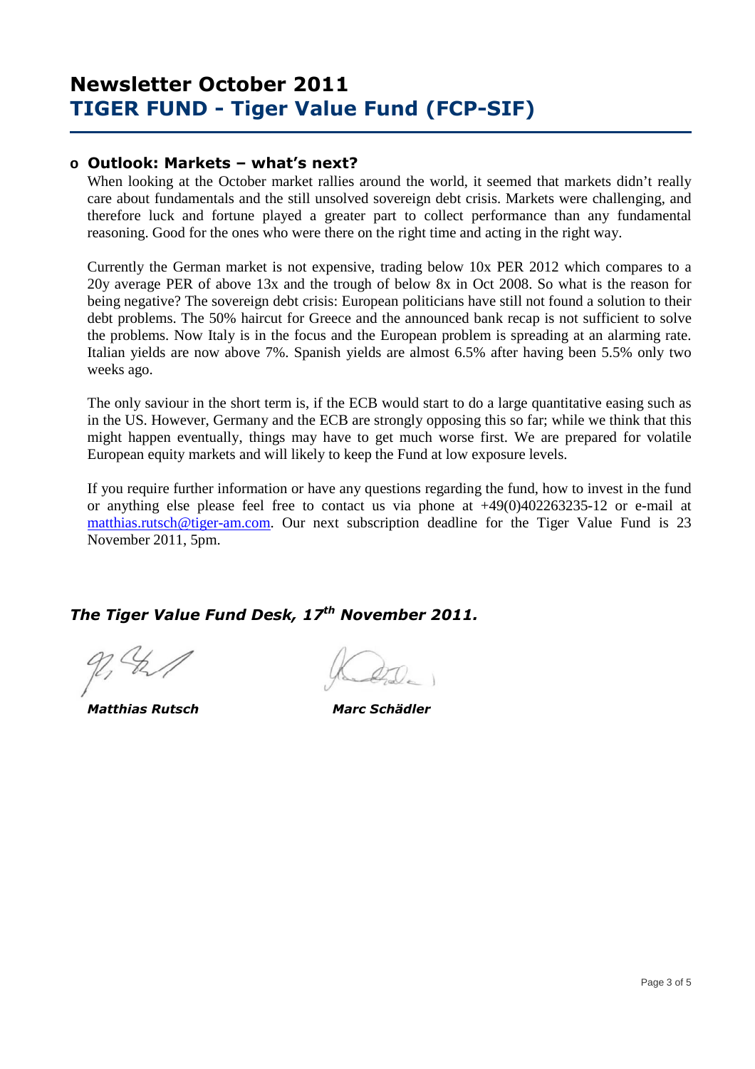# Newsletter October 2011
# TIGER FUND - Tiger Value Fund (FCP-SIF)

- **Outlook: Markets – what's next?**

  When looking at the October market rallies around the world, it seemed that markets didn't really care about fundamentals and the still unsolved sovereign debt crisis. Markets were challenging, and therefore luck and fortune played a greater part to collect performance than any fundamental reasoning. Good for the ones who were there on the right time and acting in the right way.

  Currently the German market is not expensive, trading below 10x PER 2012 which compares to a 20y average PER of above 13x and the trough of below 8x in Oct 2008. So what is the reason for being negative? The sovereign debt crisis: European politicians have still not found a solution to their debt problems. The 50% haircut for Greece and the announced bank recap is not sufficient to solve the problems. Now Italy is in the focus and the European problem is spreading at an alarming rate. Italian yields are now above 7%. Spanish yields are almost 6.5% after having been 5.5% only two weeks ago.

  The only saviour in the short term is, if the ECB would start to do a large quantitative easing such as in the US. However, Germany and the ECB are strongly opposing this so far; while we think that this might happen eventually, things may have to get much worse first. We are prepared for volatile European equity markets and will likely to keep the Fund at low exposure levels.

  If you require further information or have any questions regarding the fund, how to invest in the fund or anything else please feel free to contact us via phone at +49(0)402263235-12 or e-mail at matthias.rutsch@tiger-am.com. Our next subscription deadline for the Tiger Value Fund is 23 November 2011, 5pm.

***The Tiger Value Fund Desk, 17th November 2011.***

***Matthias Rutsch*** ***Marc Schädler***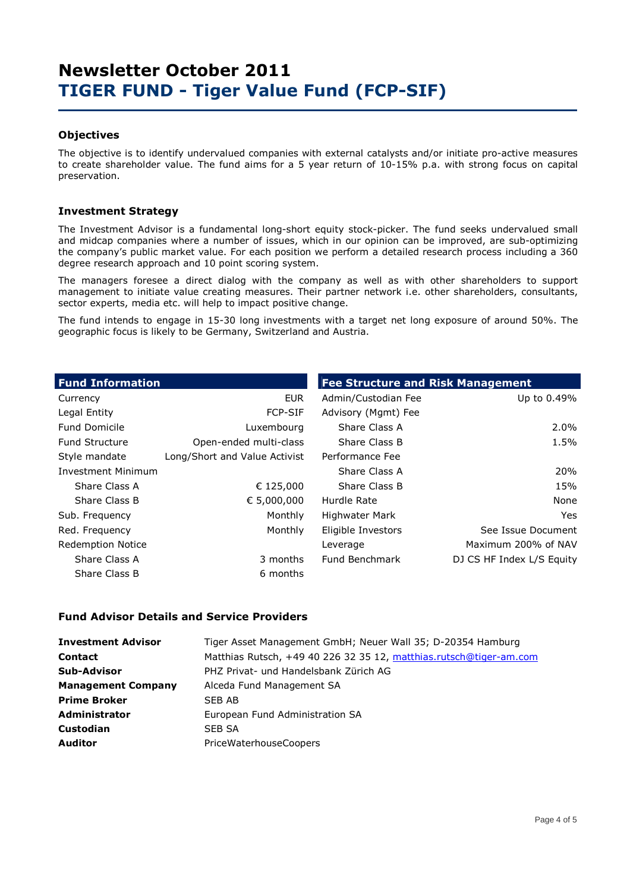# Newsletter October 2011
# TIGER FUND - Tiger Value Fund (FCP-SIF)

### Objectives

The objective is to identify undervalued companies with external catalysts and/or initiate pro-active measures to create shareholder value. The fund aims for a 5 year return of 10-15% p.a. with strong focus on capital preservation.

### Investment Strategy

The Investment Advisor is a fundamental long-short equity stock-picker. The fund seeks undervalued small and midcap companies where a number of issues, which in our opinion can be improved, are sub-optimizing the company's public market value. For each position we perform a detailed research process including a 360 degree research approach and 10 point scoring system.

The managers foresee a direct dialog with the company as well as with other shareholders to support management to initiate value creating measures. Their partner network i.e. other shareholders, consultants, sector experts, media etc. will help to impact positive change.

The fund intends to engage in 15-30 long investments with a target net long exposure of around 50%. The geographic focus is likely to be Germany, Switzerland and Austria.

| Fund Information | |
|---|---|
| Currency | EUR |
| Legal Entity | FCP-SIF |
| Fund Domicile | Luxembourg |
| Fund Structure | Open-ended multi-class |
| Style mandate | Long/Short and Value Activist |
| Investment Minimum | |
| Share Class A | € 125,000 |
| Share Class B | € 5,000,000 |
| Sub. Frequency | Monthly |
| Red. Frequency | Monthly |
| Redemption Notice | |
| Share Class A | 3 months |
| Share Class B | 6 months |

| Fee Structure and Risk Management | |
|---|---|
| Admin/Custodian Fee | Up to 0.49% |
| Advisory (Mgmt) Fee | |
| Share Class A | 2.0% |
| Share Class B | 1.5% |
| Performance Fee | |
| Share Class A | 20% |
| Share Class B | 15% |
| Hurdle Rate | None |
| Highwater Mark | Yes |
| Eligible Investors | See Issue Document |
| Leverage | Maximum 200% of NAV |
| Fund Benchmark | DJ CS HF Index L/S Equity |

### Fund Advisor Details and Service Providers

| | |
|---|---|
| **Investment Advisor** | Tiger Asset Management GmbH; Neuer Wall 35; D-20354 Hamburg |
| **Contact** | Matthias Rutsch, +49 40 226 32 35 12, matthias.rutsch@tiger-am.com |
| **Sub-Advisor** | PHZ Privat- und Handelsbank Zürich AG |
| **Management Company** | Alceda Fund Management SA |
| **Prime Broker** | SEB AB |
| **Administrator** | European Fund Administration SA |
| **Custodian** | SEB SA |
| **Auditor** | PriceWaterhouseCoopers |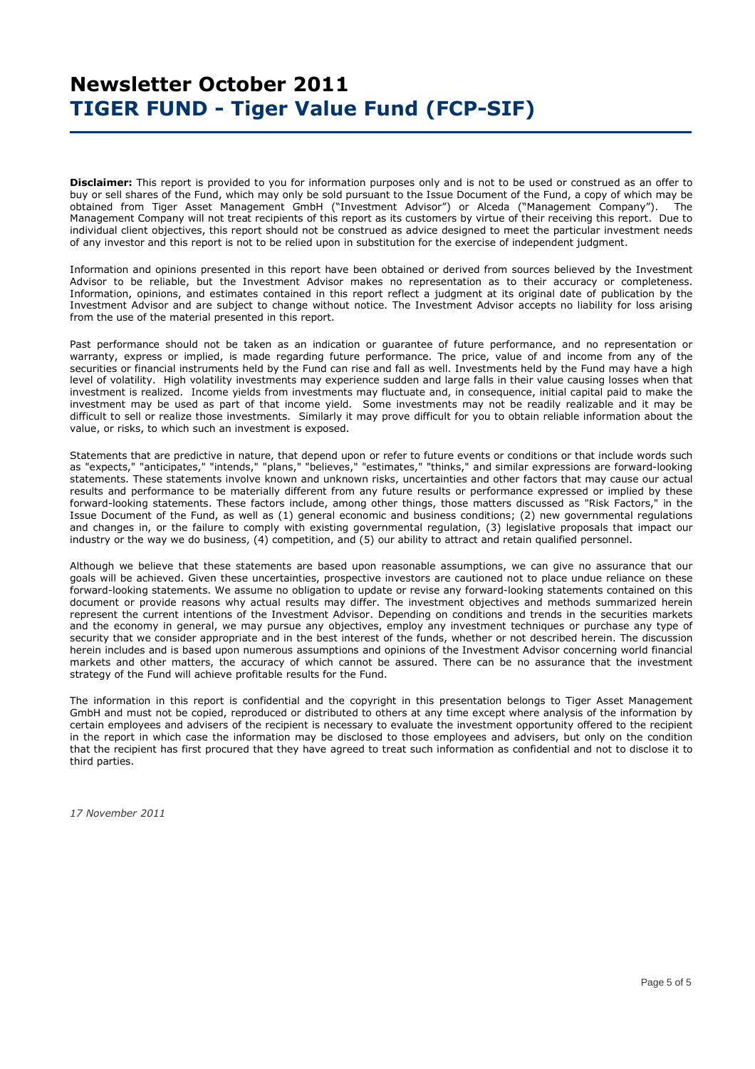# Newsletter October 2011
# TIGER FUND - Tiger Value Fund (FCP-SIF)

**Disclaimer:** This report is provided to you for information purposes only and is not to be used or construed as an offer to buy or sell shares of the Fund, which may only be sold pursuant to the Issue Document of the Fund, a copy of which may be obtained from Tiger Asset Management GmbH ("Investment Advisor") or Alceda ("Management Company"). The Management Company will not treat recipients of this report as its customers by virtue of their receiving this report. Due to individual client objectives, this report should not be construed as advice designed to meet the particular investment needs of any investor and this report is not to be relied upon in substitution for the exercise of independent judgment.

Information and opinions presented in this report have been obtained or derived from sources believed by the Investment Advisor to be reliable, but the Investment Advisor makes no representation as to their accuracy or completeness. Information, opinions, and estimates contained in this report reflect a judgment at its original date of publication by the Investment Advisor and are subject to change without notice. The Investment Advisor accepts no liability for loss arising from the use of the material presented in this report.

Past performance should not be taken as an indication or guarantee of future performance, and no representation or warranty, express or implied, is made regarding future performance. The price, value of and income from any of the securities or financial instruments held by the Fund can rise and fall as well. Investments held by the Fund may have a high level of volatility. High volatility investments may experience sudden and large falls in their value causing losses when that investment is realized. Income yields from investments may fluctuate and, in consequence, initial capital paid to make the investment may be used as part of that income yield. Some investments may not be readily realizable and it may be difficult to sell or realize those investments. Similarly it may prove difficult for you to obtain reliable information about the value, or risks, to which such an investment is exposed.

Statements that are predictive in nature, that depend upon or refer to future events or conditions or that include words such as "expects," "anticipates," "intends," "plans," "believes," "estimates," "thinks," and similar expressions are forward-looking statements. These statements involve known and unknown risks, uncertainties and other factors that may cause our actual results and performance to be materially different from any future results or performance expressed or implied by these forward-looking statements. These factors include, among other things, those matters discussed as "Risk Factors," in the Issue Document of the Fund, as well as (1) general economic and business conditions; (2) new governmental regulations and changes in, or the failure to comply with existing governmental regulation, (3) legislative proposals that impact our industry or the way we do business, (4) competition, and (5) our ability to attract and retain qualified personnel.

Although we believe that these statements are based upon reasonable assumptions, we can give no assurance that our goals will be achieved. Given these uncertainties, prospective investors are cautioned not to place undue reliance on these forward-looking statements. We assume no obligation to update or revise any forward-looking statements contained on this document or provide reasons why actual results may differ. The investment objectives and methods summarized herein represent the current intentions of the Investment Advisor. Depending on conditions and trends in the securities markets and the economy in general, we may pursue any objectives, employ any investment techniques or purchase any type of security that we consider appropriate and in the best interest of the funds, whether or not described herein. The discussion herein includes and is based upon numerous assumptions and opinions of the Investment Advisor concerning world financial markets and other matters, the accuracy of which cannot be assured. There can be no assurance that the investment strategy of the Fund will achieve profitable results for the Fund.

The information in this report is confidential and the copyright in this presentation belongs to Tiger Asset Management GmbH and must not be copied, reproduced or distributed to others at any time except where analysis of the information by certain employees and advisers of the recipient is necessary to evaluate the investment opportunity offered to the recipient in the report in which case the information may be disclosed to those employees and advisers, but only on the condition that the recipient has first procured that they have agreed to treat such information as confidential and not to disclose it to third parties.

*17 November 2011*